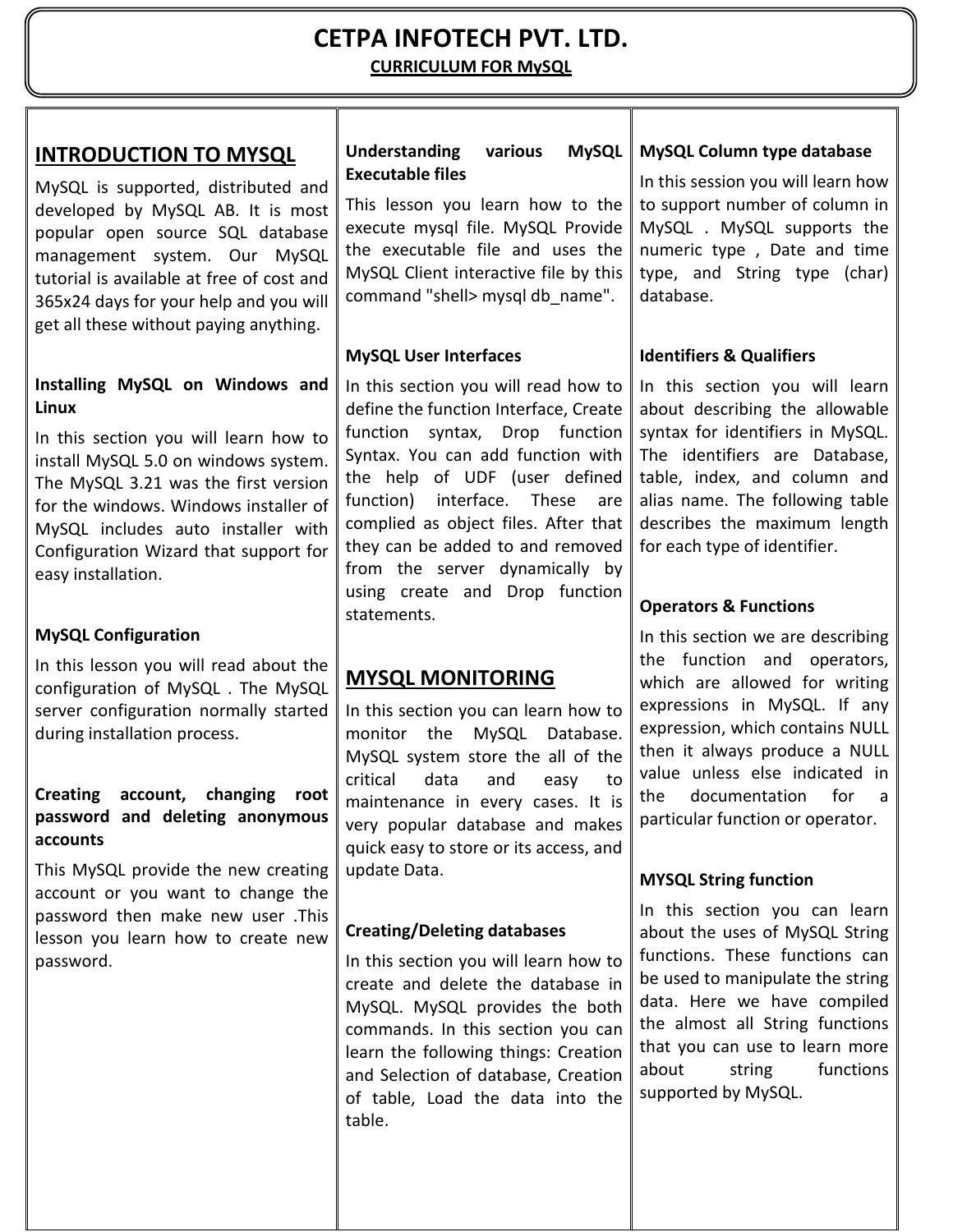# CETPA INFOTECH PVT. LTD.

**CURRICULUM FOR MySQL**

## INTRODUCTION TO MYSQL

MySQL is supported, distributed and developed by MySQL AB. It is most popular open source SQL database management system. Our MySQL tutorial is available at free of cost and 365x24 days for your help and you will get all these without paying anything.

### Installing MySQL on Windows and Linux

In this section you will learn how to install MySQL 5.0 on windows system. The MySQL 3.21 was the first version for the windows. Windows installer of MySQL includes auto installer with Configuration Wizard that support for easy installation.

### MySQL Configuration

In this lesson you will read about the configuration of MySQL . The MySQL server configuration normally started during installation process.

### Creating account, changing root password and deleting anonymous accounts

This MySQL provide the new creating account or you want to change the password then make new user .This lesson you learn how to create new password.

### Understanding various MySQL Executable files

This lesson you learn how to the execute mysql file. MySQL Provide the executable file and uses the MySQL Client interactive file by this command "shell> mysql db_name".

### MySQL User Interfaces

In this section you will read how to define the function Interface, Create function syntax, Drop function Syntax. You can add function with the help of UDF (user defined function) interface. These are complied as object files. After that they can be added to and removed from the server dynamically by using create and Drop function statements.

## MYSQL MONITORING

In this section you can learn how to monitor the MySQL Database. MySQL system store the all of the critical data and easy to maintenance in every cases. It is very popular database and makes quick easy to store or its access, and update Data.

### Creating/Deleting databases

In this section you will learn how to create and delete the database in MySQL. MySQL provides the both commands. In this section you can learn the following things: Creation and Selection of database, Creation of table, Load the data into the table.

### MySQL Column type database

In this session you will learn how to support number of column in MySQL . MySQL supports the numeric type , Date and time type, and String type (char) database.

### Identifiers & Qualifiers

In this section you will learn about describing the allowable syntax for identifiers in MySQL. The identifiers are Database, table, index, and column and alias name. The following table describes the maximum length for each type of identifier.

### Operators & Functions

In this section we are describing the function and operators, which are allowed for writing expressions in MySQL. If any expression, which contains NULL then it always produce a NULL value unless else indicated in the documentation for a particular function or operator.

### MYSQL String function

In this section you can learn about the uses of MySQL String functions. These functions can be used to manipulate the string data. Here we have compiled the almost all String functions that you can use to learn more about string functions supported by MySQL.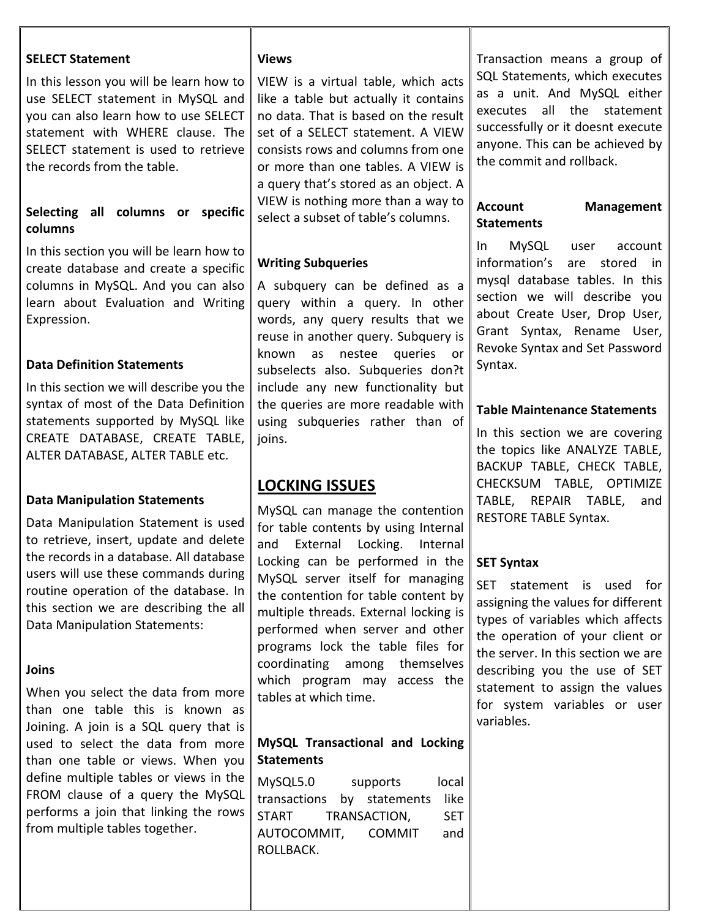**SELECT Statement**

In this lesson you will be learn how to use SELECT statement in MySQL and you can also learn how to use SELECT statement with WHERE clause. The SELECT statement is used to retrieve the records from the table.

**Selecting all columns or specific columns**

In this section you will be learn how to create database and create a specific columns in MySQL. And you can also learn about Evaluation and Writing Expression.

**Data Definition Statements**

In this section we will describe you the syntax of most of the Data Definition statements supported by MySQL like CREATE DATABASE, CREATE TABLE, ALTER DATABASE, ALTER TABLE etc.

**Data Manipulation Statements**

Data Manipulation Statement is used to retrieve, insert, update and delete the records in a database. All database users will use these commands during routine operation of the database. In this section we are describing the all Data Manipulation Statements:

**Joins**

When you select the data from more than one table this is known as Joining. A join is a SQL query that is used to select the data from more than one table or views. When you define multiple tables or views in the FROM clause of a query the MySQL performs a join that linking the rows from multiple tables together.

**Views**

VIEW is a virtual table, which acts like a table but actually it contains no data. That is based on the result set of a SELECT statement. A VIEW consists rows and columns from one or more than one tables. A VIEW is a query that's stored as an object. A VIEW is nothing more than a way to select a subset of table's columns.

**Writing Subqueries**

A subquery can be defined as a query within a query. In other words, any query results that we reuse in another query. Subquery is known as nestee queries or subselects also. Subqueries don?t include any new functionality but the queries are more readable with using subqueries rather than of joins.

## LOCKING ISSUES

MySQL can manage the contention for table contents by using Internal and External Locking. Internal Locking can be performed in the MySQL server itself for managing the contention for table content by multiple threads. External locking is performed when server and other programs lock the table files for coordinating among themselves which program may access the tables at which time.

**MySQL Transactional and Locking Statements**

MySQL5.0 supports local transactions by statements like START TRANSACTION, SET AUTOCOMMIT, COMMIT and ROLLBACK.

Transaction means a group of SQL Statements, which executes as a unit. And MySQL either executes all the statement successfully or it doesnt execute anyone. This can be achieved by the commit and rollback.

**Account Management Statements**

In MySQL user account information's are stored in mysql database tables. In this section we will describe you about Create User, Drop User, Grant Syntax, Rename User, Revoke Syntax and Set Password Syntax.

**Table Maintenance Statements**

In this section we are covering the topics like ANALYZE TABLE, BACKUP TABLE, CHECK TABLE, CHECKSUM TABLE, OPTIMIZE TABLE, REPAIR TABLE, and RESTORE TABLE Syntax.

**SET Syntax**

SET statement is used for assigning the values for different types of variables which affects the operation of your client or the server. In this section we are describing you the use of SET statement to assign the values for system variables or user variables.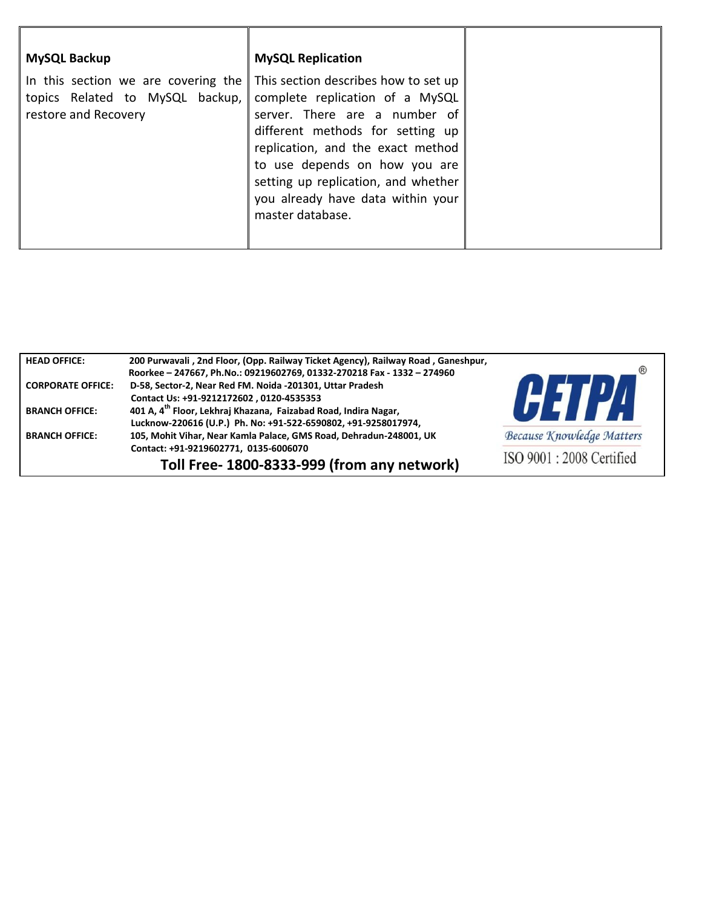| | | |
|---|---|---|
| **MySQL Backup**<br><br>In this section we are covering the topics Related to MySQL backup, restore and Recovery | **MySQL Replication**<br><br>This section describes how to set up complete replication of a MySQL server. There are a number of different methods for setting up replication, and the exact method to use depends on how you are setting up replication, and whether you already have data within your master database. | |

| | |
|---|---|
| **HEAD OFFICE:** | **200 Purwavali , 2nd Floor, (Opp. Railway Ticket Agency), Railway Road , Ganeshpur, Roorkee – 247667, Ph.No.: 09219602769, 01332-270218 Fax - 1332 – 274960** |
| **CORPORATE OFFICE:** | **D-58, Sector-2, Near Red FM. Noida -201301, Uttar Pradesh Contact Us: +91-9212172602 , 0120-4535353** |
| **BRANCH OFFICE:** | **401 A, 4th Floor, Lekhraj Khazana, Faizabad Road, Indira Nagar, Lucknow-220616 (U.P.) Ph. No: +91-522-6590802, +91-9258017974,** |
| **BRANCH OFFICE:** | **105, Mohit Vihar, Near Kamla Palace, GMS Road, Dehradun-248001, UK Contact: +91-9219602771, 0135-6006070** |

**Toll Free- 1800-8333-999 (from any network)**

CETPA®

*Because Knowledge Matters*

ISO 9001 : 2008 Certified